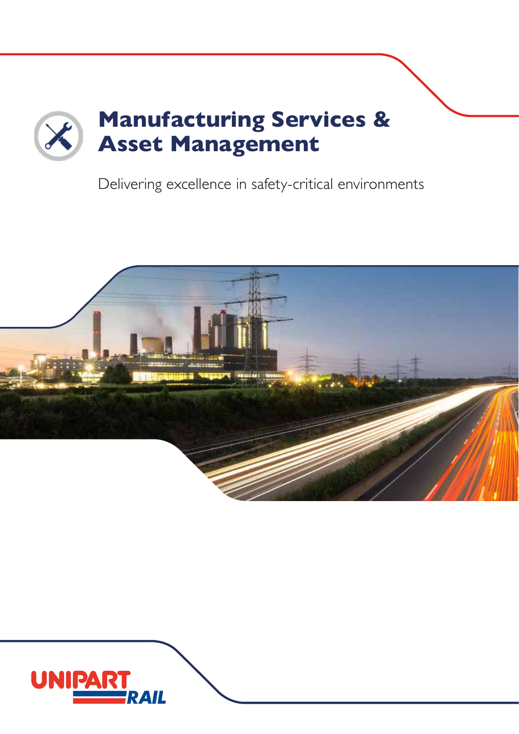# Manufacturing Services & Asset Management

Delivering excellence in safety-critical environments

UNIPART RAIL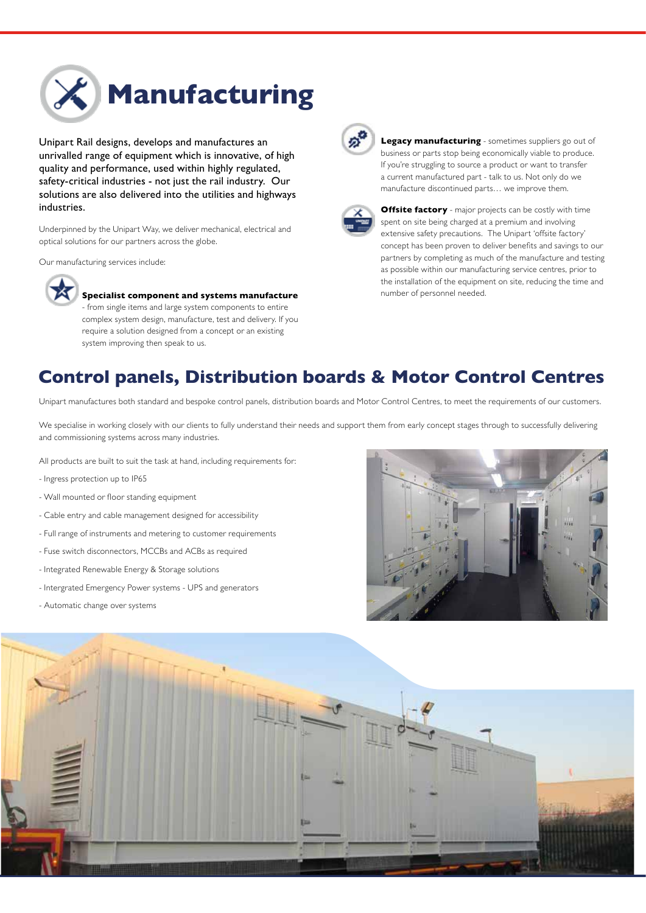# Manufacturing

Unipart Rail designs, develops and manufactures an unrivalled range of equipment which is innovative, of high quality and performance, used within highly regulated, safety-critical industries - not just the rail industry. Our solutions are also delivered into the utilities and highways industries.

Underpinned by the Unipart Way, we deliver mechanical, electrical and optical solutions for our partners across the globe.

Our manufacturing services include:

**Specialist component and systems manufacture** - from single items and large system components to entire complex system design, manufacture, test and delivery. If you require a solution designed from a concept or an existing system improving then speak to us.

**Legacy manufacturing** - sometimes suppliers go out of business or parts stop being economically viable to produce. If you're struggling to source a product or want to transfer a current manufactured part - talk to us. Not only do we manufacture discontinued parts… we improve them.

**Offsite factory** - major projects can be costly with time spent on site being charged at a premium and involving extensive safety precautions. The Unipart 'offsite factory' concept has been proven to deliver benefits and savings to our partners by completing as much of the manufacture and testing as possible within our manufacturing service centres, prior to the installation of the equipment on site, reducing the time and number of personnel needed.

## Control panels, Distribution boards & Motor Control Centres

Unipart manufactures both standard and bespoke control panels, distribution boards and Motor Control Centres, to meet the requirements of our customers.

We specialise in working closely with our clients to fully understand their needs and support them from early concept stages through to successfully delivering and commissioning systems across many industries.

All products are built to suit the task at hand, including requirements for:

- Ingress protection up to IP65
- Wall mounted or floor standing equipment
- Cable entry and cable management designed for accessibility
- Full range of instruments and metering to customer requirements
- Fuse switch disconnectors, MCCBs and ACBs as required
- Integrated Renewable Energy & Storage solutions
- Intergrated Emergency Power systems - UPS and generators
- Automatic change over systems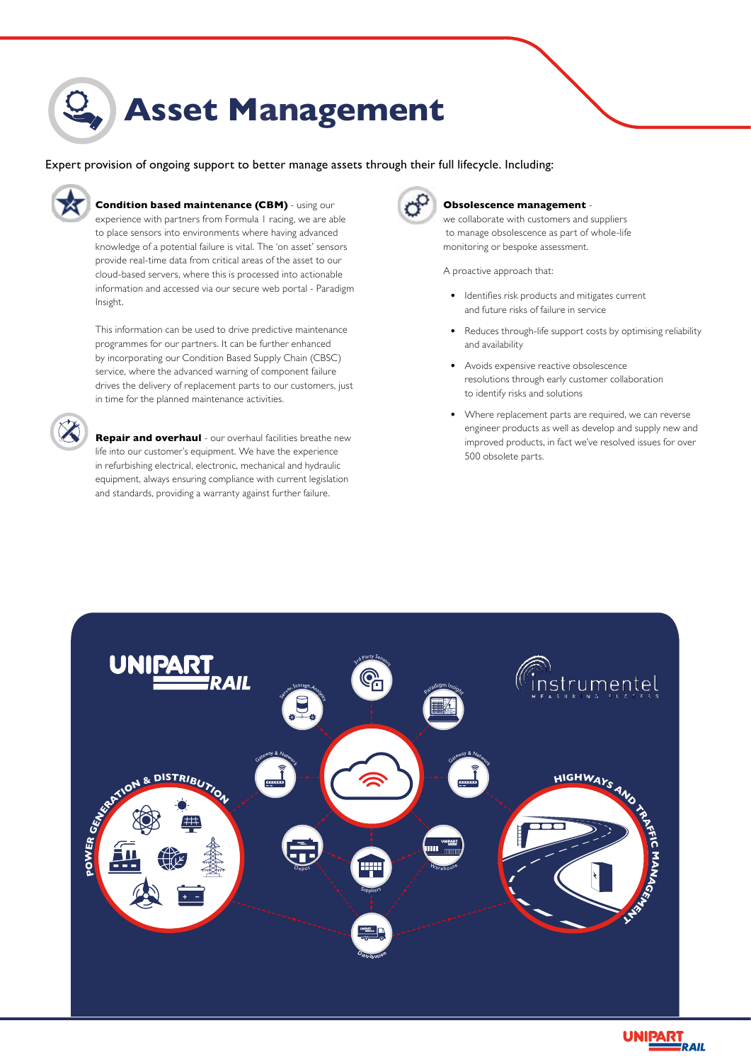# Asset Management

Expert provision of ongoing support to better manage assets through their full lifecycle. Including:

**Condition based maintenance (CBM)** - using our experience with partners from Formula 1 racing, we are able to place sensors into environments where having advanced knowledge of a potential failure is vital. The 'on asset' sensors provide real-time data from critical areas of the asset to our cloud-based servers, where this is processed into actionable information and accessed via our secure web portal - Paradigm Insight.

This information can be used to drive predictive maintenance programmes for our partners. It can be further enhanced by incorporating our Condition Based Supply Chain (CBSC) service, where the advanced warning of component failure drives the delivery of replacement parts to our customers, just in time for the planned maintenance activities.

**Repair and overhaul** - our overhaul facilities breathe new life into our customer's equipment. We have the experience in refurbishing electrical, electronic, mechanical and hydraulic equipment, always ensuring compliance with current legislation and standards, providing a warranty against further failure.

**Obsolescence management** - we collaborate with customers and suppliers to manage obsolescence as part of whole-life monitoring or bespoke assessment.

A proactive approach that:

- Identifies risk products and mitigates current and future risks of failure in service
- Reduces through-life support costs by optimising reliability and availability
- Avoids expensive reactive obsolescence resolutions through early customer collaboration to identify risks and solutions
- Where replacement parts are required, we can reverse engineer products as well as develop and supply new and improved products, in fact we've resolved issues for over 500 obsolete parts.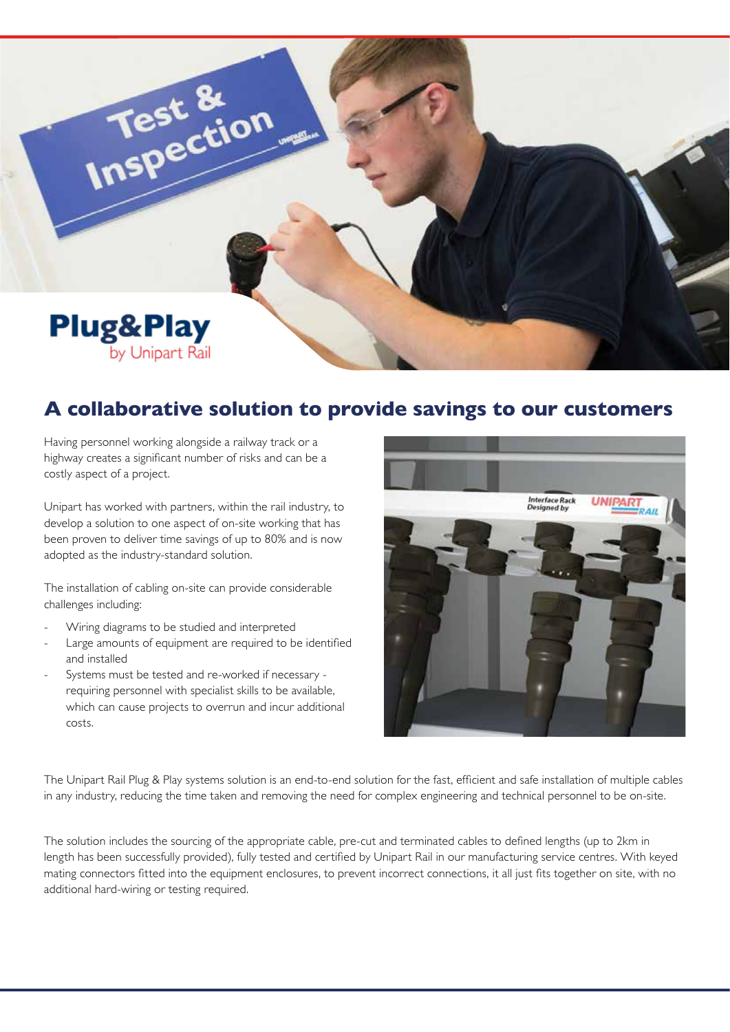Plug&Play
by Unipart Rail

## A collaborative solution to provide savings to our customers

Having personnel working alongside a railway track or a highway creates a significant number of risks and can be a costly aspect of a project.

Unipart has worked with partners, within the rail industry, to develop a solution to one aspect of on-site working that has been proven to deliver time savings of up to 80% and is now adopted as the industry-standard solution.

The installation of cabling on-site can provide considerable challenges including:

- Wiring diagrams to be studied and interpreted
- Large amounts of equipment are required to be identified and installed
- Systems must be tested and re-worked if necessary - requiring personnel with specialist skills to be available, which can cause projects to overrun and incur additional costs.

The Unipart Rail Plug & Play systems solution is an end-to-end solution for the fast, efficient and safe installation of multiple cables in any industry, reducing the time taken and removing the need for complex engineering and technical personnel to be on-site.

The solution includes the sourcing of the appropriate cable, pre-cut and terminated cables to defined lengths (up to 2km in length has been successfully provided), fully tested and certified by Unipart Rail in our manufacturing service centres. With keyed mating connectors fitted into the equipment enclosures, to prevent incorrect connections, it all just fits together on site, with no additional hard-wiring or testing required.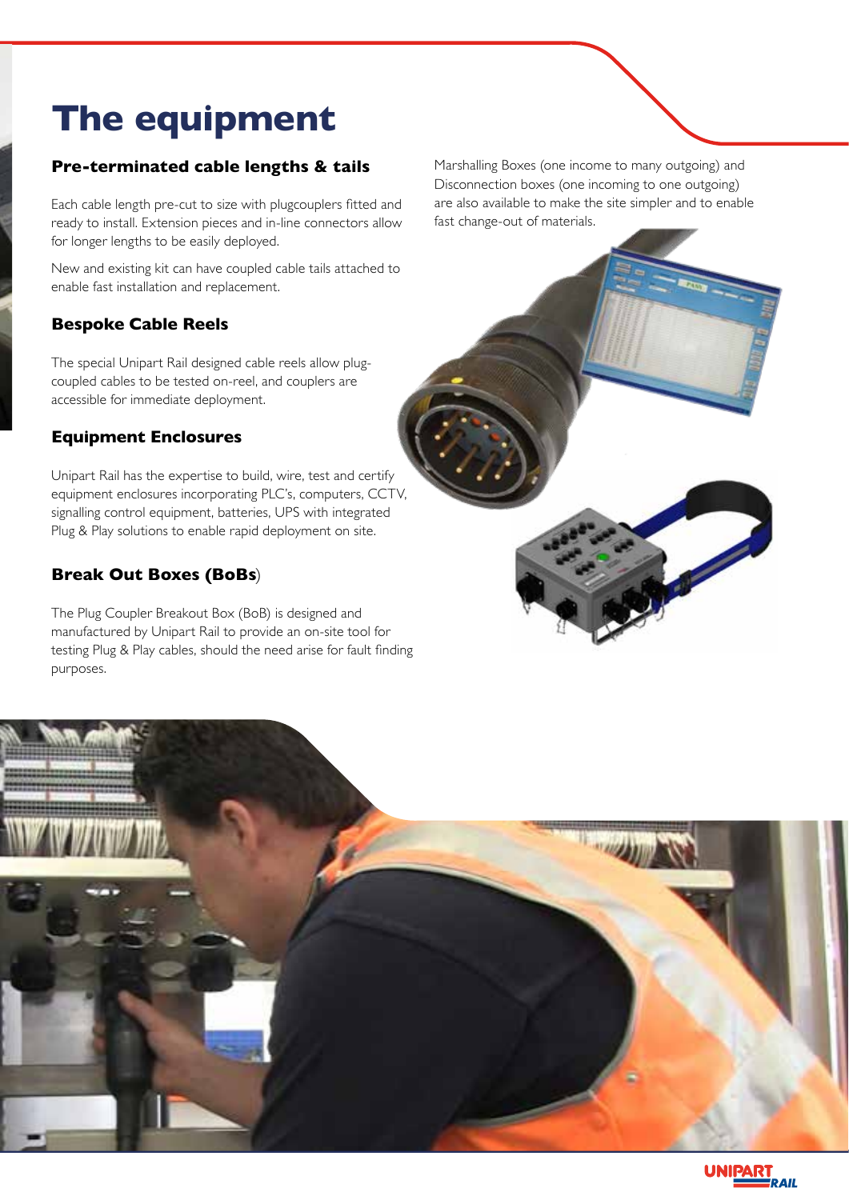# The equipment

### Pre-terminated cable lengths & tails

Each cable length pre-cut to size with plugcouplers fitted and ready to install. Extension pieces and in-line connectors allow for longer lengths to be easily deployed.

New and existing kit can have coupled cable tails attached to enable fast installation and replacement.

### Bespoke Cable Reels

The special Unipart Rail designed cable reels allow plug-coupled cables to be tested on-reel, and couplers are accessible for immediate deployment.

### Equipment Enclosures

Unipart Rail has the expertise to build, wire, test and certify equipment enclosures incorporating PLC's, computers, CCTV, signalling control equipment, batteries, UPS with integrated Plug & Play solutions to enable rapid deployment on site.

### Break Out Boxes (BoBs)

The Plug Coupler Breakout Box (BoB) is designed and manufactured by Unipart Rail to provide an on-site tool for testing Plug & Play cables, should the need arise for fault finding purposes.

Marshalling Boxes (one income to many outgoing) and Disconnection boxes (one incoming to one outgoing) are also available to make the site simpler and to enable fast change-out of materials.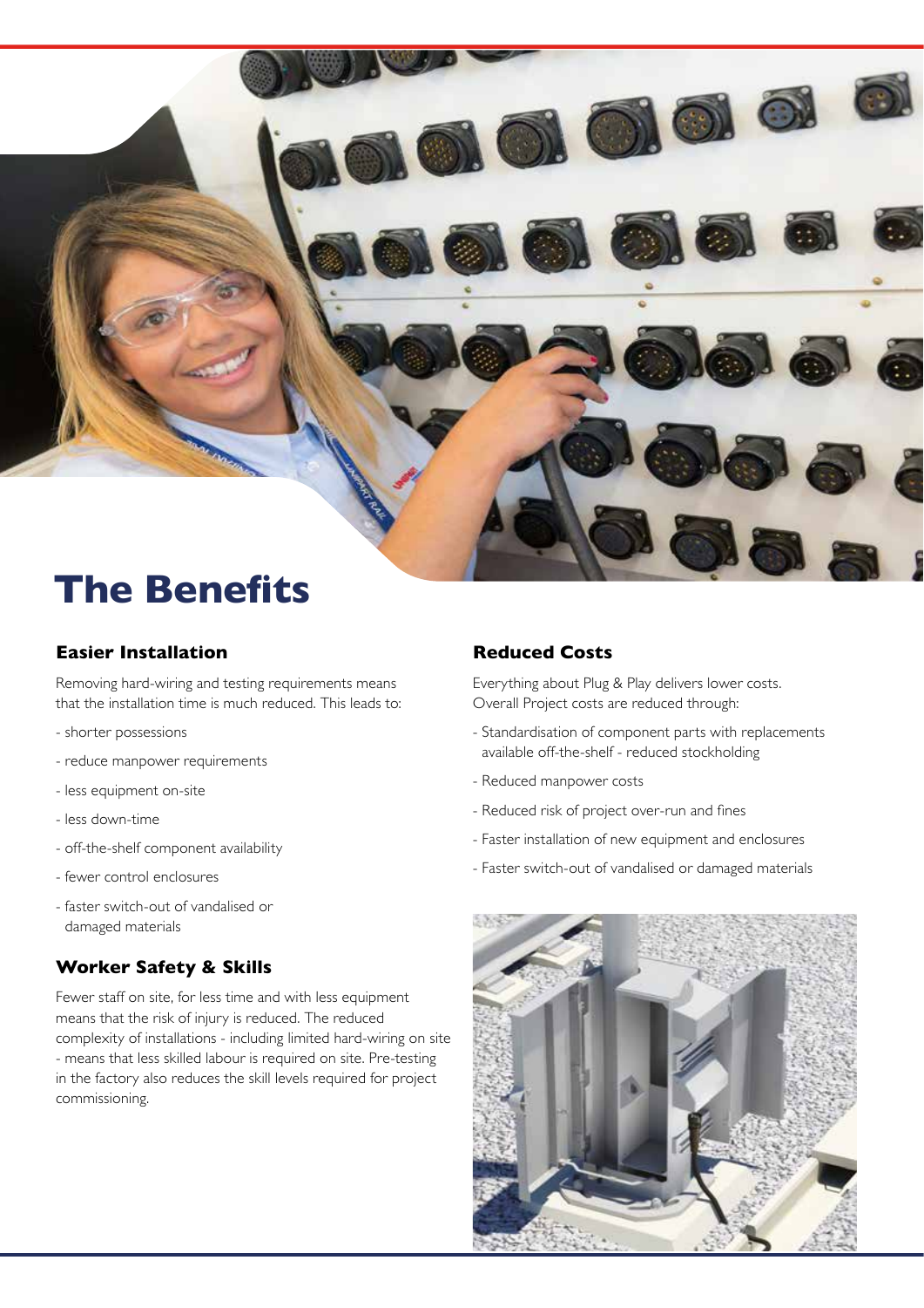# The Benefits

## Easier Installation

Removing hard-wiring and testing requirements means that the installation time is much reduced. This leads to:

- shorter possessions
- reduce manpower requirements
- less equipment on-site
- less down-time
- off-the-shelf component availability
- fewer control enclosures
- faster switch-out of vandalised or damaged materials

## Worker Safety & Skills

Fewer staff on site, for less time and with less equipment means that the risk of injury is reduced. The reduced complexity of installations - including limited hard-wiring on site - means that less skilled labour is required on site. Pre-testing in the factory also reduces the skill levels required for project commissioning.

## Reduced Costs

Everything about Plug & Play delivers lower costs. Overall Project costs are reduced through:

- Standardisation of component parts with replacements available off-the-shelf - reduced stockholding
- Reduced manpower costs
- Reduced risk of project over-run and fines
- Faster installation of new equipment and enclosures
- Faster switch-out of vandalised or damaged materials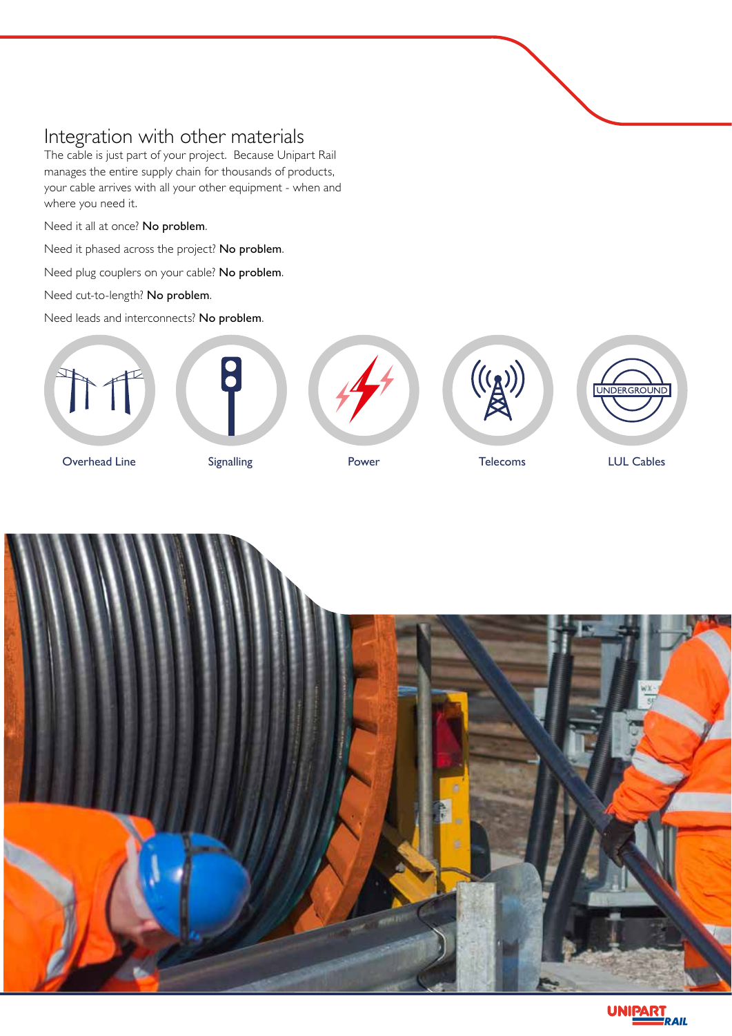## Integration with other materials

The cable is just part of your project. Because Unipart Rail manages the entire supply chain for thousands of products, your cable arrives with all your other equipment - when and where you need it.

Need it all at once? **No problem**.

Need it phased across the project? **No problem**.

Need plug couplers on your cable? **No problem**.

Need cut-to-length? **No problem**.

Need leads and interconnects? **No problem**.

Overhead Line

Signalling

Power

Telecoms

LUL Cables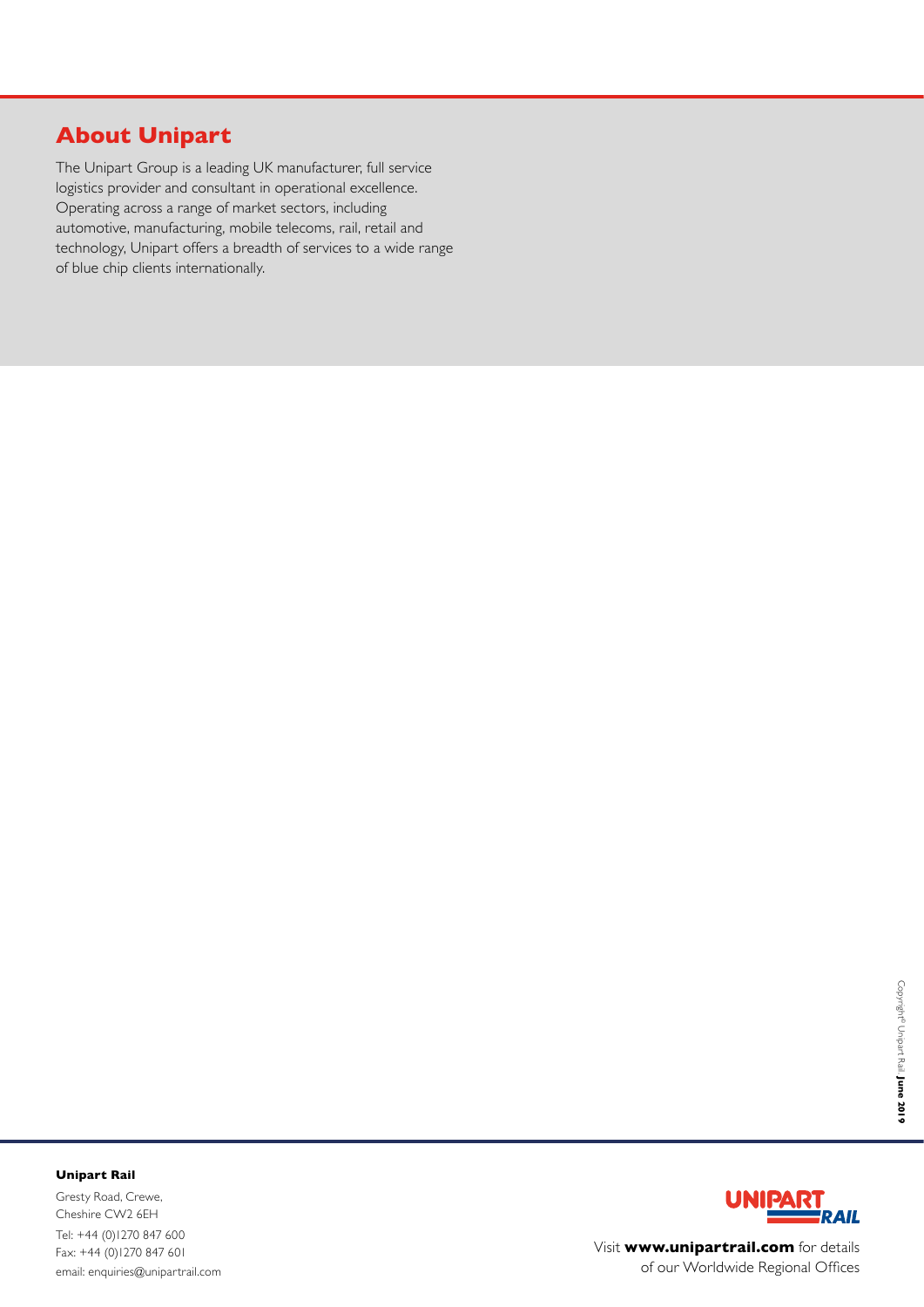## About Unipart

The Unipart Group is a leading UK manufacturer, full service logistics provider and consultant in operational excellence. Operating across a range of market sectors, including automotive, manufacturing, mobile telecoms, rail, retail and technology, Unipart offers a breadth of services to a wide range of blue chip clients internationally.

Copyright© Unipart Rail **June 2019**

**Unipart Rail**

Gresty Road, Crewe,
Cheshire CW2 6EH

Tel: +44 (0)1270 847 600
Fax: +44 (0)1270 847 601
email: enquiries@unipartrail.com

UNIPART RAIL

Visit **www.unipartrail.com** for details of our Worldwide Regional Offices